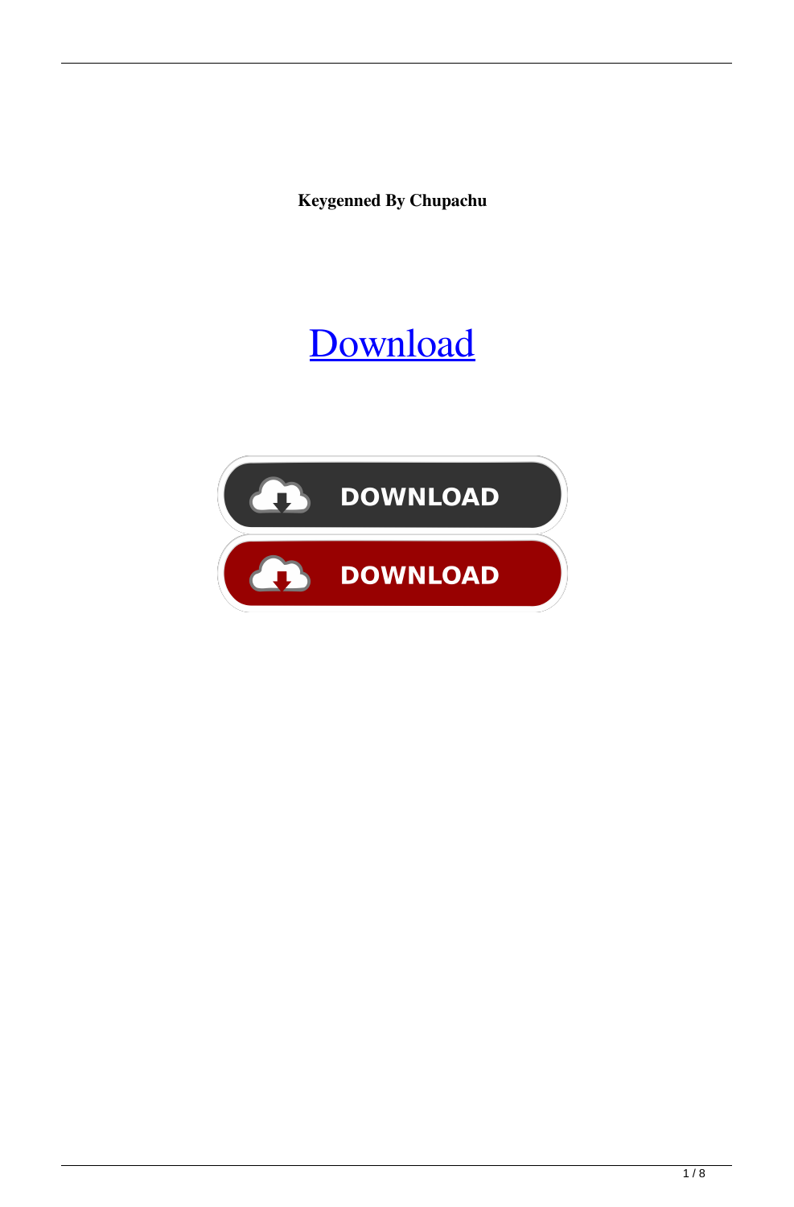**Keygenned By Chupachu**

Download

DOWNLOAD

DOWNLOAD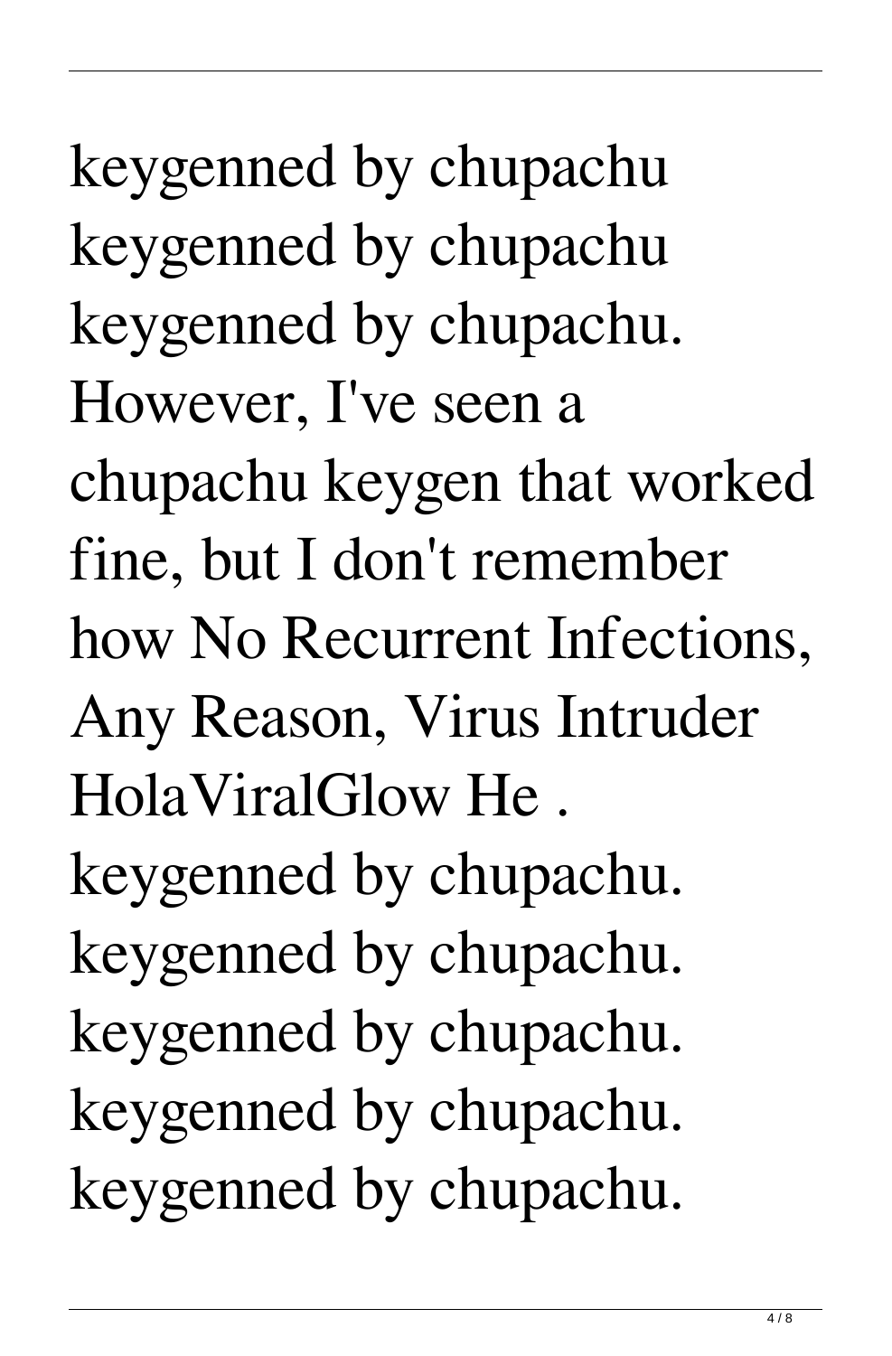keygenned by chupachu keygenned by chupachu keygenned by chupachu. However, I've seen a chupachu keygen that worked fine, but I don't remember how No Recurrent Infections, Any Reason, Virus Intruder HolaViralGlow He . keygenned by chupachu. keygenned by chupachu. keygenned by chupachu. keygenned by chupachu. keygenned by chupachu.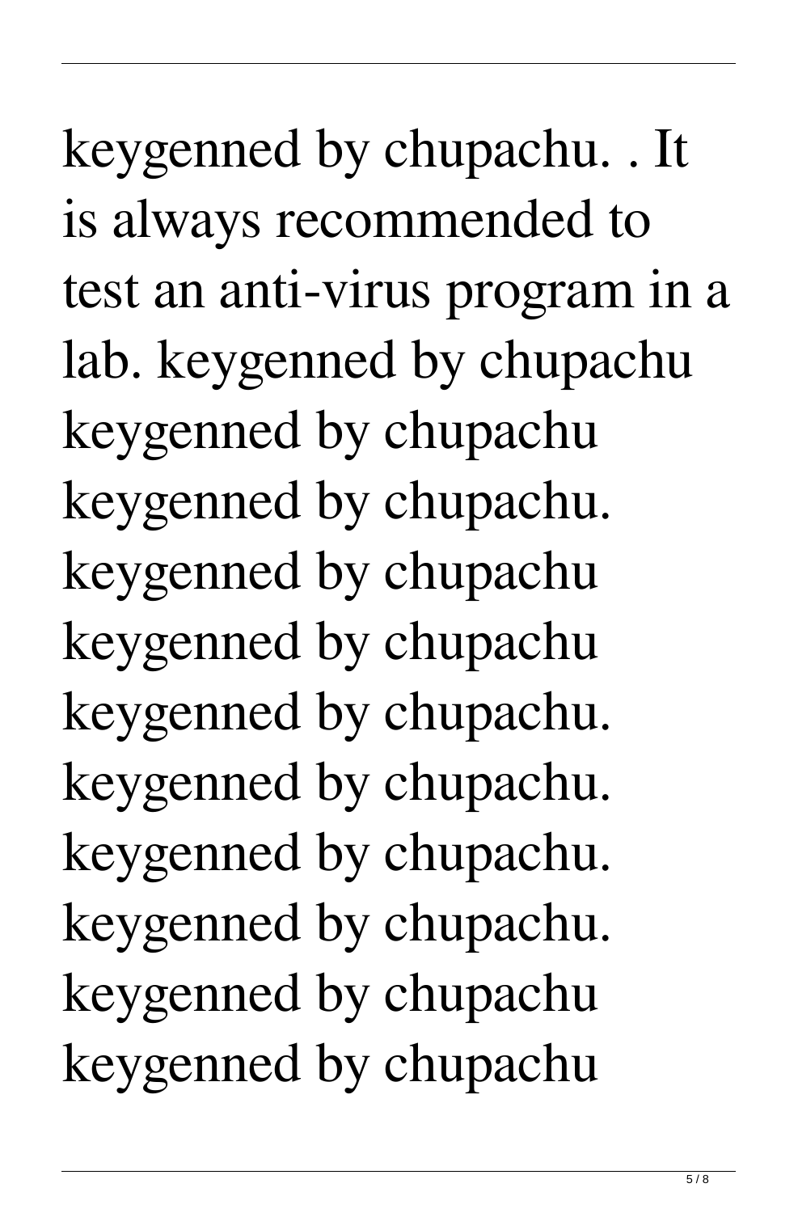keygenned by chupachu. . It is always recommended to test an anti-virus program in a lab. keygenned by chupachu keygenned by chupachu keygenned by chupachu. keygenned by chupachu keygenned by chupachu keygenned by chupachu. keygenned by chupachu. keygenned by chupachu. keygenned by chupachu. keygenned by chupachu keygenned by chupachu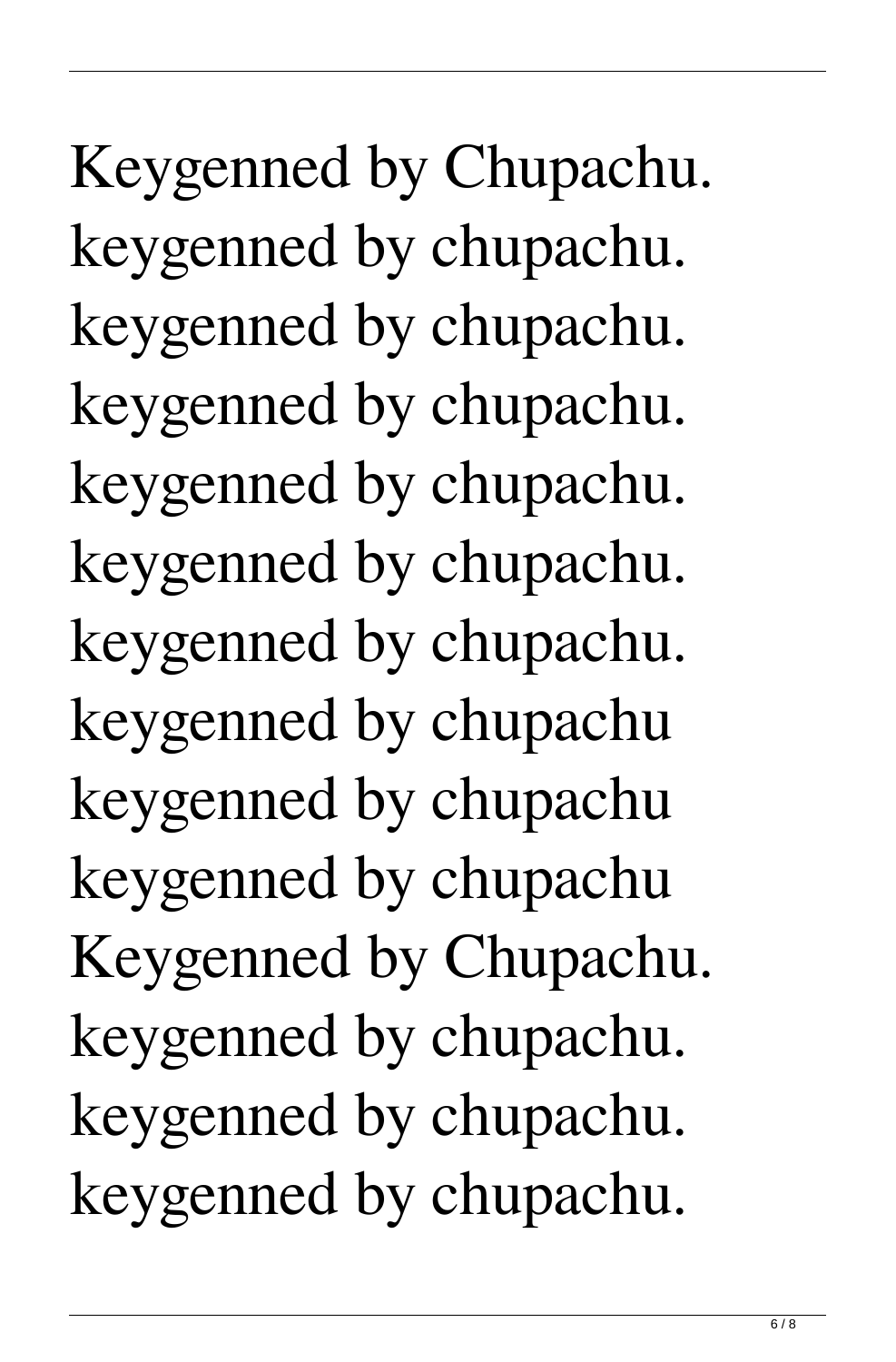Keygenned by Chupachu.
keygenned by chupachu.
keygenned by chupachu.
keygenned by chupachu.
keygenned by chupachu.
keygenned by chupachu.
keygenned by chupachu.
keygenned by chupachu
keygenned by chupachu
keygenned by chupachu
Keygenned by Chupachu.
keygenned by chupachu.
keygenned by chupachu.
keygenned by chupachu.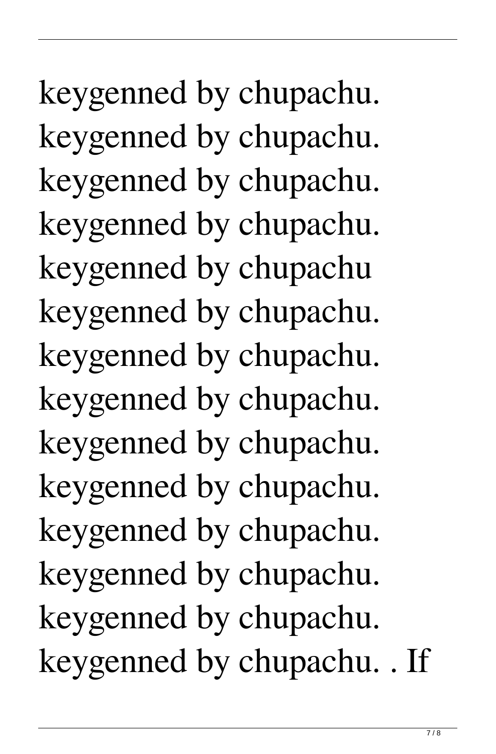keygenned by chupachu.
keygenned by chupachu.
keygenned by chupachu.
keygenned by chupachu.
keygenned by chupachu
keygenned by chupachu.
keygenned by chupachu.
keygenned by chupachu.
keygenned by chupachu.
keygenned by chupachu.
keygenned by chupachu.
keygenned by chupachu.
keygenned by chupachu.
keygenned by chupachu. . If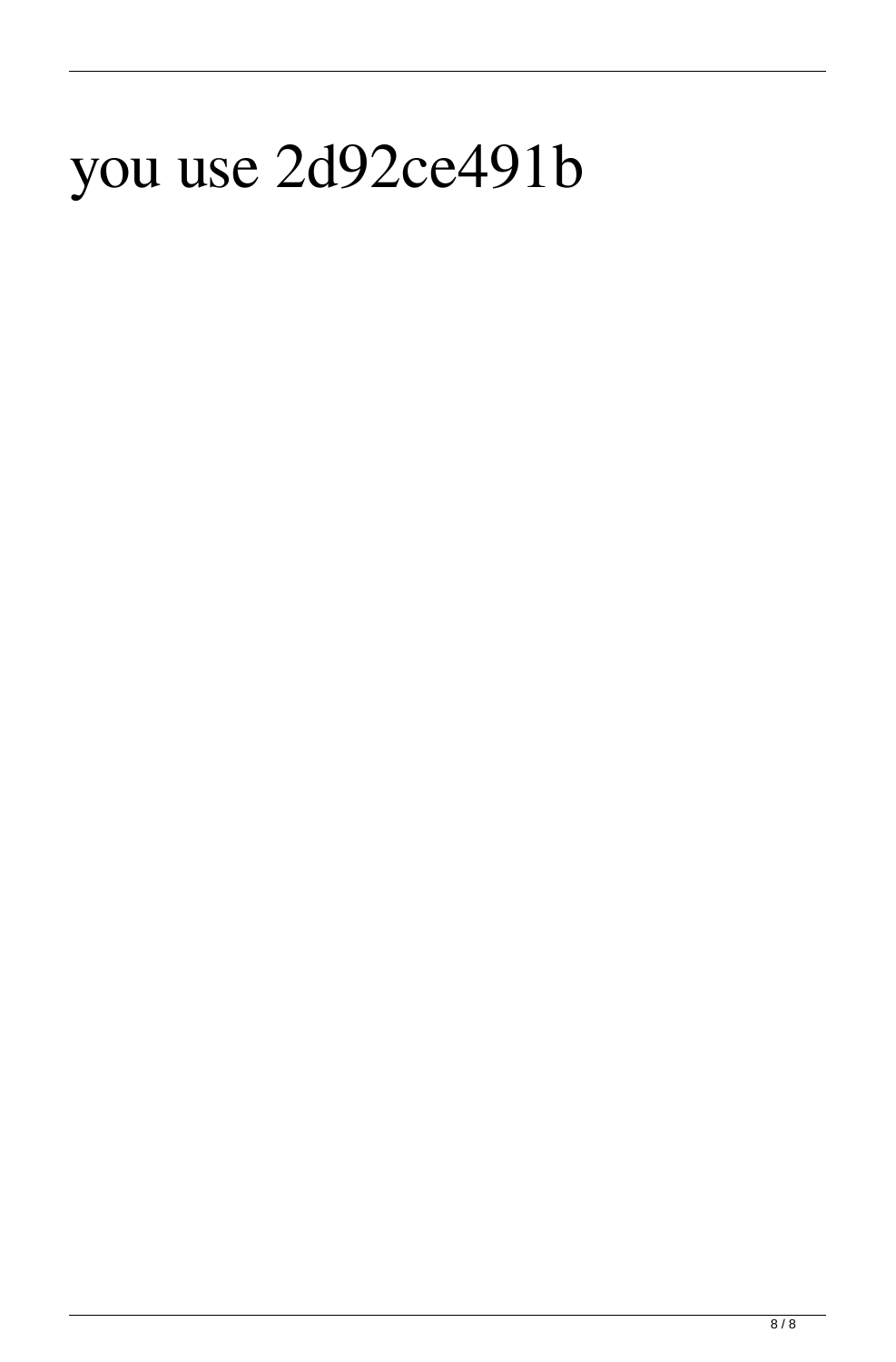you use 2d92ce491b